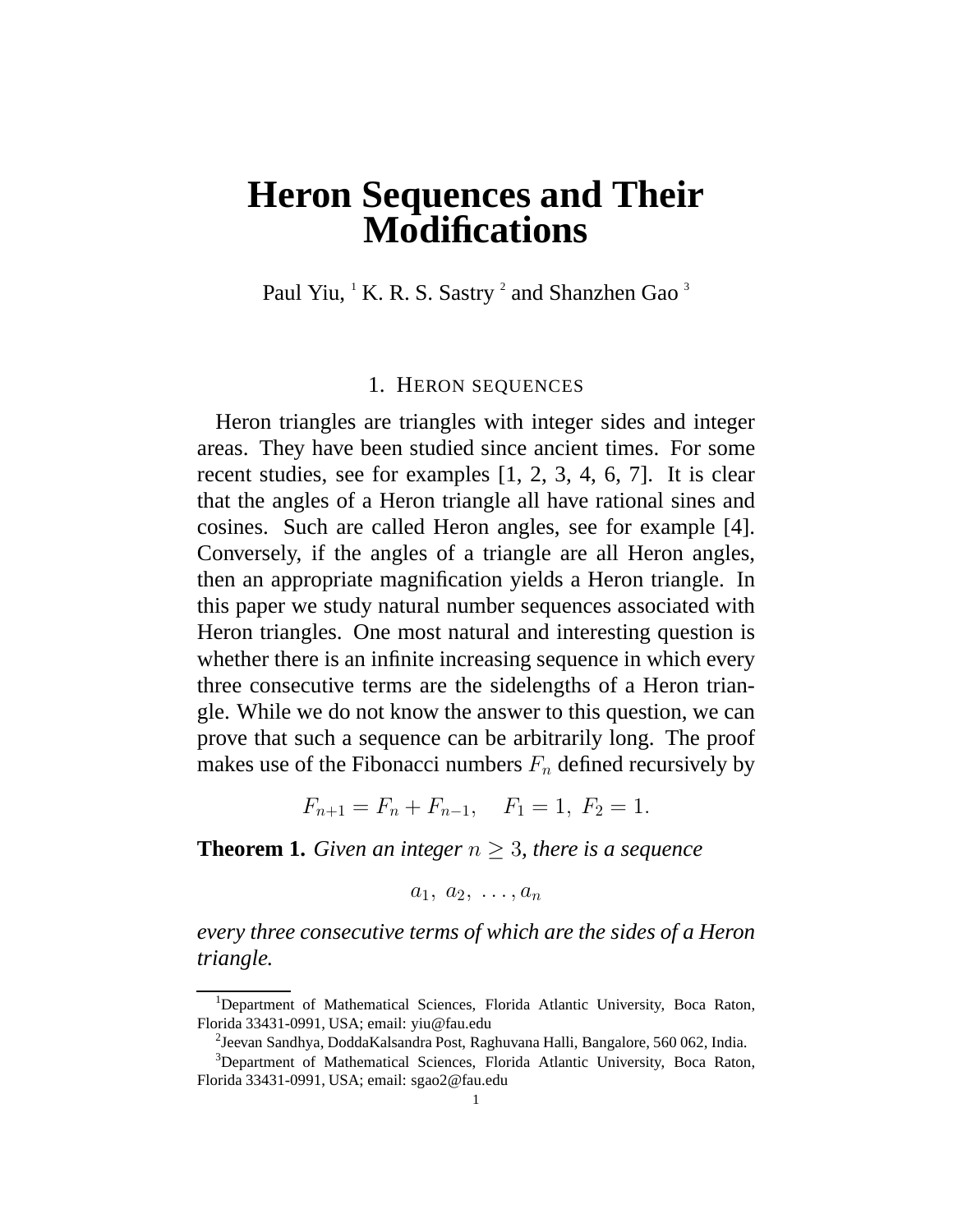# Heron Sequences and Their Modifications

Paul Yiu, [1] K. R. S. Sastry [2] and Shanzhen Gao [3]

## 1. Heron sequences

Heron triangles are triangles with integer sides and integer areas. They have been studied since ancient times. For some recent studies, see for examples [1, 2, 3, 4, 6, 7]. It is clear that the angles of a Heron triangle all have rational sines and cosines. Such are called Heron angles, see for example [4]. Conversely, if the angles of a triangle are all Heron angles, then an appropriate magnification yields a Heron triangle. In this paper we study natural number sequences associated with Heron triangles. One most natural and interesting question is whether there is an infinite increasing sequence in which every three consecutive terms are the sidelengths of a Heron triangle. While we do not know the answer to this question, we can prove that such a sequence can be arbitrarily long. The proof makes use of the Fibonacci numbers $F_n$ defined recursively by

$$F_{n+1} = F_n + F_{n-1}, \quad F_1 = 1, \ F_2 = 1.$$

**Theorem 1.** *Given an integer $n \geq 3$, there is a sequence*

$$a_1, \ a_2, \ \ldots, a_n$$

*every three consecutive terms of which are the sides of a Heron triangle.*

---

[1] Department of Mathematical Sciences, Florida Atlantic University, Boca Raton, Florida 33431-0991, USA; email: yiu@fau.edu

[2] Jeevan Sandhya, DoddaKalsandra Post, Raghuvana Halli, Bangalore, 560 062, India.

[3] Department of Mathematical Sciences, Florida Atlantic University, Boca Raton, Florida 33431-0991, USA; email: sgao2@fau.edu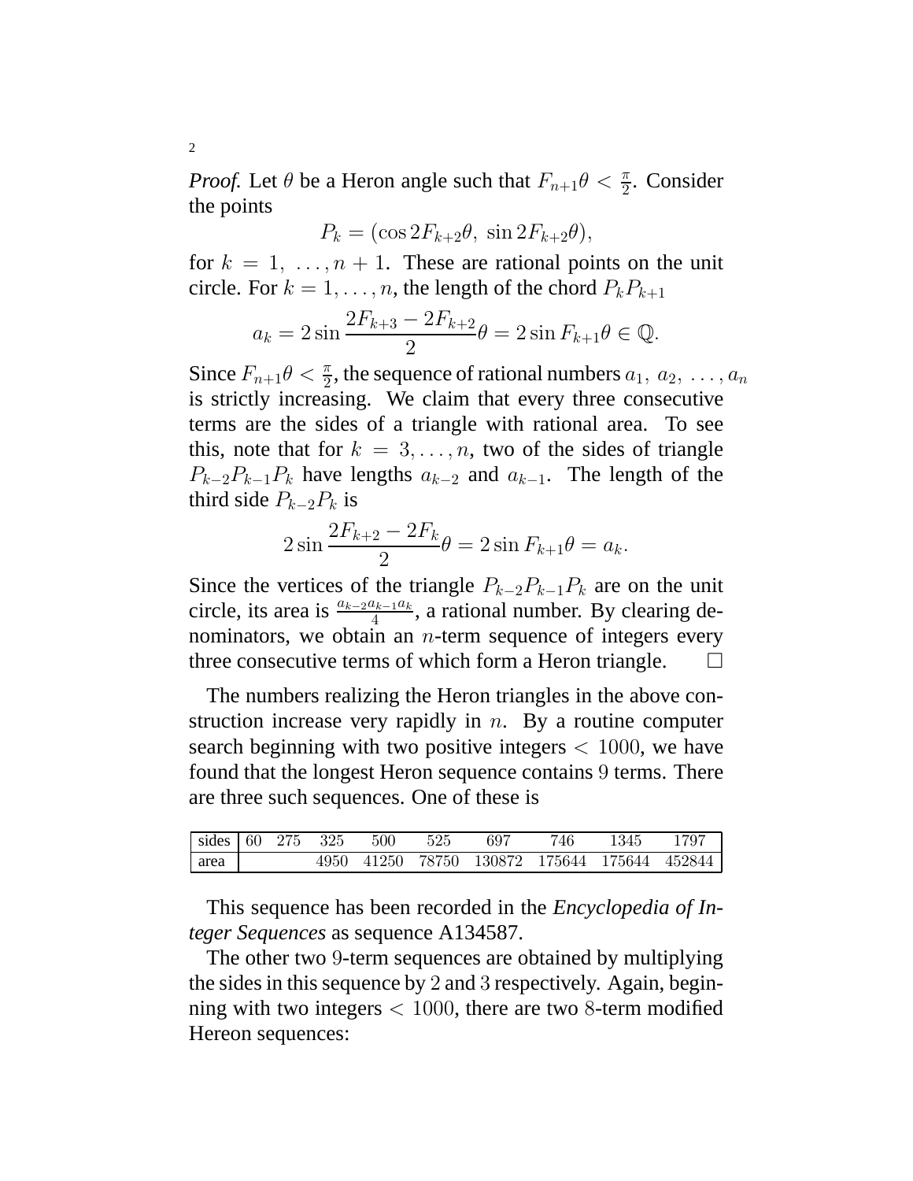*Proof.* Let $\theta$ be a Heron angle such that $F_{n+1}\theta < \frac{\pi}{2}$. Consider the points

$$P_k = (\cos 2F_{k+2}\theta,\ \sin 2F_{k+2}\theta),$$

for $k = 1, \ldots, n+1$. These are rational points on the unit circle. For $k = 1, \ldots, n$, the length of the chord $P_kP_{k+1}$

$$a_k = 2\sin\frac{2F_{k+3} - 2F_{k+2}}{2}\theta = 2\sin F_{k+1}\theta \in \mathbb{Q}.$$

Since $F_{n+1}\theta < \frac{\pi}{2}$, the sequence of rational numbers $a_1, a_2, \ldots, a_n$ is strictly increasing. We claim that every three consecutive terms are the sides of a triangle with rational area. To see this, note that for $k = 3, \ldots, n$, two of the sides of triangle $P_{k-2}P_{k-1}P_k$ have lengths $a_{k-2}$ and $a_{k-1}$. The length of the third side $P_{k-2}P_k$ is

$$2\sin\frac{2F_{k+2} - 2F_k}{2}\theta = 2\sin F_{k+1}\theta = a_k.$$

Since the vertices of the triangle $P_{k-2}P_{k-1}P_k$ are on the unit circle, its area is $\frac{a_{k-2}a_{k-1}a_k}{4}$, a rational number. By clearing denominators, we obtain an $n$-term sequence of integers every three consecutive terms of which form a Heron triangle. $\square$

The numbers realizing the Heron triangles in the above construction increase very rapidly in $n$. By a routine computer search beginning with two positive integers $< 1000$, we have found that the longest Heron sequence contains $9$ terms. There are three such sequences. One of these is

| sides | 60 | 275 | 325 | 500 | 525 | 697 | 746 | 1345 | 1797 |
|---|---|---|---|---|---|---|---|---|---|
| area | | | 4950 | 41250 | 78750 | 130872 | 175644 | 175644 | 452844 |

This sequence has been recorded in the *Encyclopedia of Integer Sequences* as sequence A134587.

The other two $9$-term sequences are obtained by multiplying the sides in this sequence by $2$ and $3$ respectively. Again, beginning with two integers $< 1000$, there are two $8$-term modified Hereon sequences: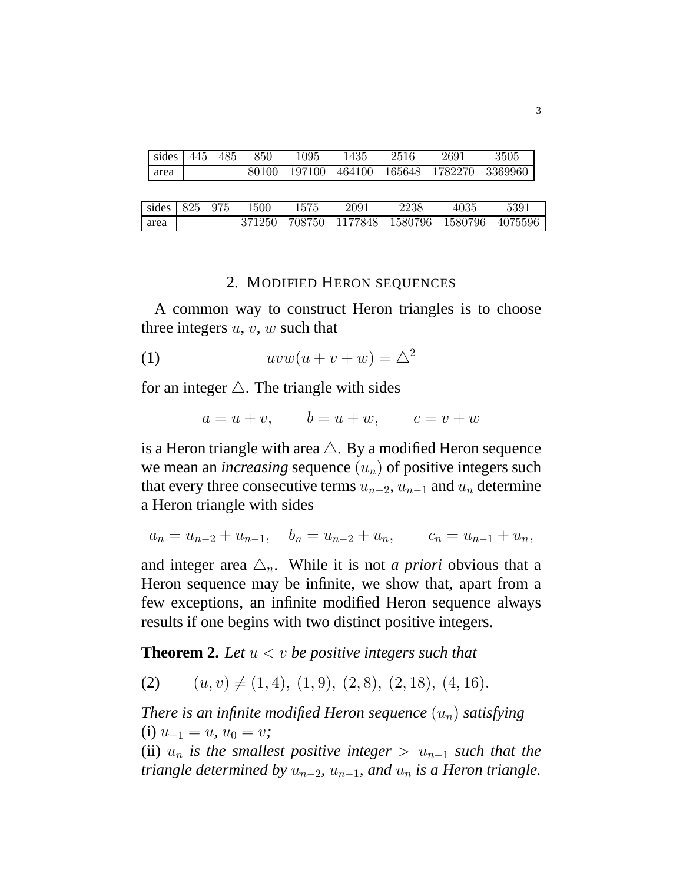| sides | 445 | 485 | 850 | 1095 | 1435 | 2516 | 2691 | 3505 |
|---|---|---|---|---|---|---|---|---|
| area | | | 80100 | 197100 | 464100 | 165648 | 1782270 | 3369960 |

| sides | 825 | 975 | 1500 | 1575 | 2091 | 2238 | 4035 | 5391 |
|---|---|---|---|---|---|---|---|---|
| area | | | 371250 | 708750 | 1177848 | 1580796 | 1580796 | 4075596 |

## 2. Modified Heron sequences

A common way to construct Heron triangles is to choose three integers $u$, $v$, $w$ such that

$$uvw(u+v+w) = \triangle^2 \tag{1}$$

for an integer $\triangle$. The triangle with sides

$$a = u+v, \qquad b = u+w, \qquad c = v+w$$

is a Heron triangle with area $\triangle$. By a modified Heron sequence we mean an *increasing* sequence $(u_n)$ of positive integers such that every three consecutive terms $u_{n-2}$, $u_{n-1}$ and $u_n$ determine a Heron triangle with sides

$$a_n = u_{n-2} + u_{n-1}, \quad b_n = u_{n-2} + u_n, \qquad c_n = u_{n-1} + u_n,$$

and integer area $\triangle_n$. While it is not *a priori* obvious that a Heron sequence may be infinite, we show that, apart from a few exceptions, an infinite modified Heron sequence always results if one begins with two distinct positive integers.

**Theorem 2.** *Let $u < v$ be positive integers such that*

$$(u, v) \neq (1,4),\ (1,9),\ (2,8),\ (2,18),\ (4,16). \tag{2}$$

*There is an infinite modified Heron sequence $(u_n)$ satisfying*
(i) $u_{-1} = u$, $u_0 = v$;
(ii) $u_n$ *is the smallest positive integer $> u_{n-1}$ such that the triangle determined by $u_{n-2}$, $u_{n-1}$, and $u_n$ is a Heron triangle.*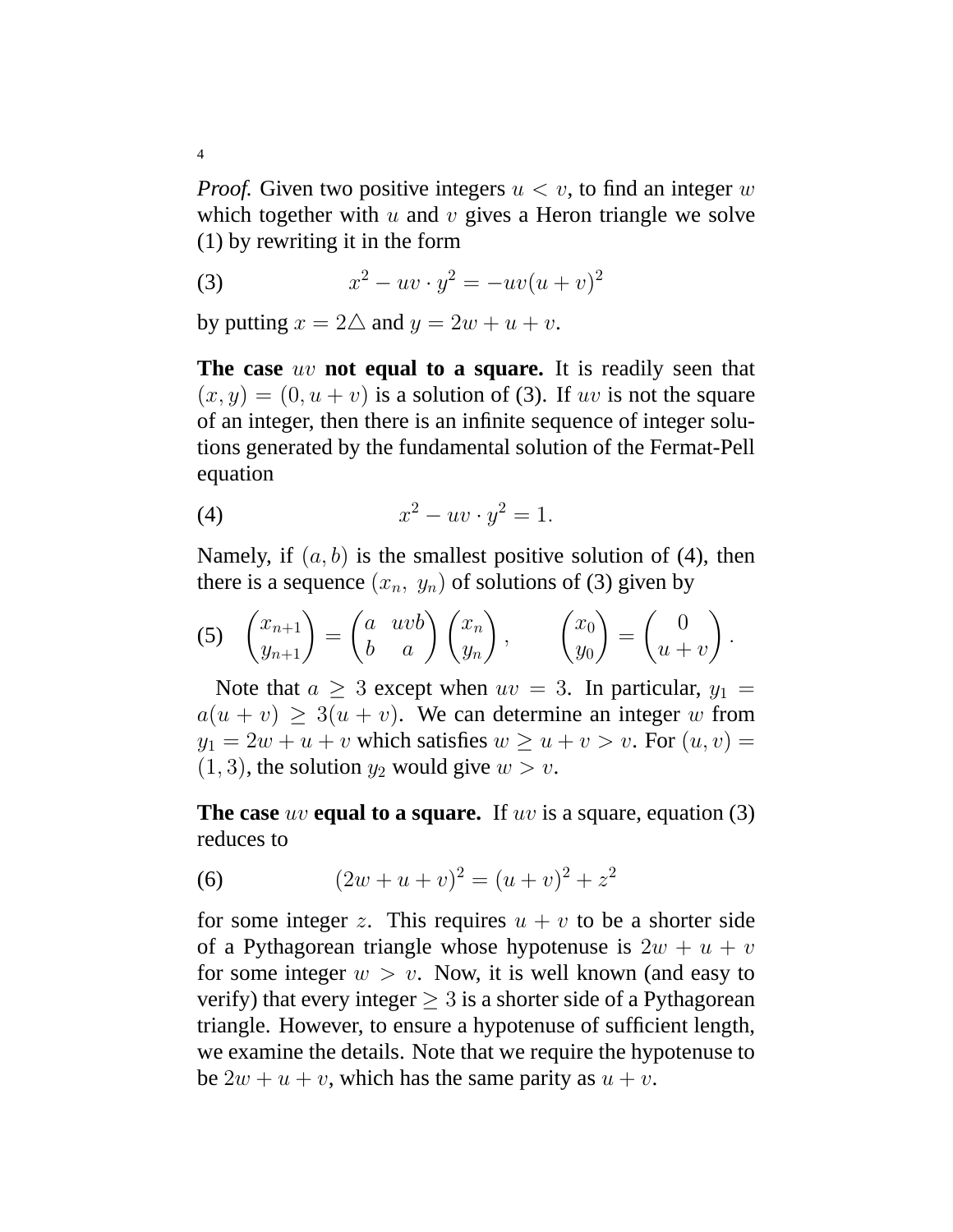*Proof.* Given two positive integers $u < v$, to find an integer $w$ which together with $u$ and $v$ gives a Heron triangle we solve (1) by rewriting it in the form

$$x^2 - uv \cdot y^2 = -uv(u+v)^2 \tag{3}$$

by putting $x = 2\triangle$ and $y = 2w + u + v$.

**The case** $uv$ **not equal to a square.** It is readily seen that $(x, y) = (0, u+v)$ is a solution of (3). If $uv$ is not the square of an integer, then there is an infinite sequence of integer solutions generated by the fundamental solution of the Fermat-Pell equation

$$x^2 - uv \cdot y^2 = 1. \tag{4}$$

Namely, if $(a, b)$ is the smallest positive solution of (4), then there is a sequence $(x_n,\ y_n)$ of solutions of (3) given by

$$\begin{pmatrix} x_{n+1} \\ y_{n+1} \end{pmatrix} = \begin{pmatrix} a & uvb \\ b & a \end{pmatrix} \begin{pmatrix} x_n \\ y_n \end{pmatrix}, \qquad \begin{pmatrix} x_0 \\ y_0 \end{pmatrix} = \begin{pmatrix} 0 \\ u+v \end{pmatrix}. \tag{5}$$

Note that $a \geq 3$ except when $uv = 3$. In particular, $y_1 = a(u+v) \geq 3(u+v)$. We can determine an integer $w$ from $y_1 = 2w + u + v$ which satisfies $w \geq u + v > v$. For $(u, v) = (1, 3)$, the solution $y_2$ would give $w > v$.

**The case** $uv$ **equal to a square.** If $uv$ is a square, equation (3) reduces to

$$(2w + u + v)^2 = (u+v)^2 + z^2 \tag{6}$$

for some integer $z$. This requires $u + v$ to be a shorter side of a Pythagorean triangle whose hypotenuse is $2w + u + v$ for some integer $w > v$. Now, it is well known (and easy to verify) that every integer $\geq 3$ is a shorter side of a Pythagorean triangle. However, to ensure a hypotenuse of sufficient length, we examine the details. Note that we require the hypotenuse to be $2w + u + v$, which has the same parity as $u + v$.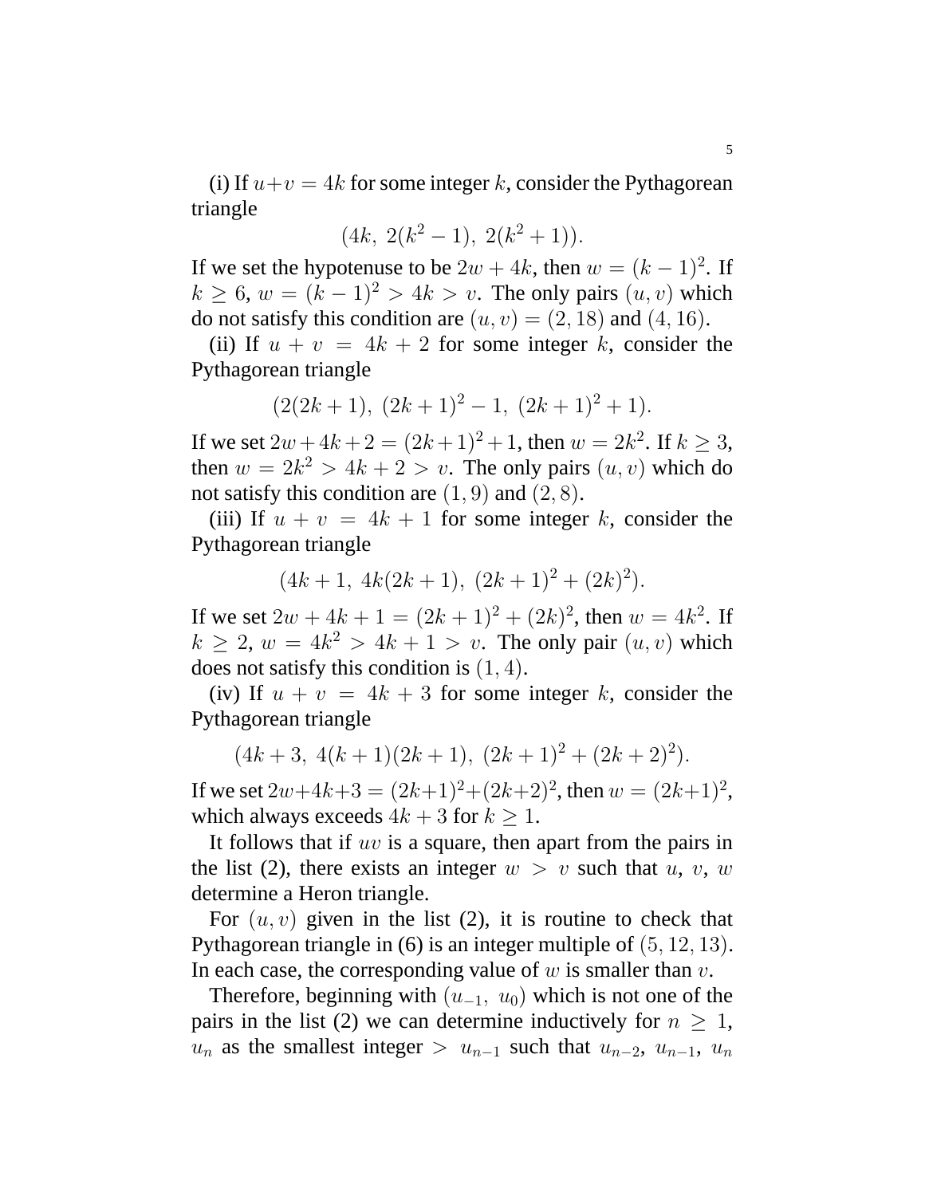(i) If $u+v = 4k$ for some integer $k$, consider the Pythagorean triangle

$$(4k,\ 2(k^2-1),\ 2(k^2+1)).$$

If we set the hypotenuse to be $2w+4k$, then $w = (k-1)^2$. If $k \geq 6$, $w = (k-1)^2 > 4k > v$. The only pairs $(u,v)$ which do not satisfy this condition are $(u,v) = (2,18)$ and $(4,16)$.

(ii) If $u + v = 4k + 2$ for some integer $k$, consider the Pythagorean triangle

$$(2(2k+1),\ (2k+1)^2-1,\ (2k+1)^2+1).$$

If we set $2w+4k+2 = (2k+1)^2+1$, then $w = 2k^2$. If $k \geq 3$, then $w = 2k^2 > 4k+2 > v$. The only pairs $(u,v)$ which do not satisfy this condition are $(1,9)$ and $(2,8)$.

(iii) If $u + v = 4k + 1$ for some integer $k$, consider the Pythagorean triangle

$$(4k+1,\ 4k(2k+1),\ (2k+1)^2+(2k)^2).$$

If we set $2w+4k+1 = (2k+1)^2+(2k)^2$, then $w = 4k^2$. If $k \geq 2$, $w = 4k^2 > 4k+1 > v$. The only pair $(u,v)$ which does not satisfy this condition is $(1,4)$.

(iv) If $u + v = 4k + 3$ for some integer $k$, consider the Pythagorean triangle

$$(4k+3,\ 4(k+1)(2k+1),\ (2k+1)^2+(2k+2)^2).$$

If we set $2w+4k+3 = (2k+1)^2+(2k+2)^2$, then $w = (2k+1)^2$, which always exceeds $4k+3$ for $k \geq 1$.

It follows that if $uv$ is a square, then apart from the pairs in the list (2), there exists an integer $w > v$ such that $u$, $v$, $w$ determine a Heron triangle.

For $(u,v)$ given in the list (2), it is routine to check that Pythagorean triangle in (6) is an integer multiple of $(5,12,13)$. In each case, the corresponding value of $w$ is smaller than $v$.

Therefore, beginning with $(u_{-1},\ u_0)$ which is not one of the pairs in the list (2) we can determine inductively for $n \geq 1$, $u_n$ as the smallest integer $> u_{n-1}$ such that $u_{n-2}$, $u_{n-1}$, $u_n$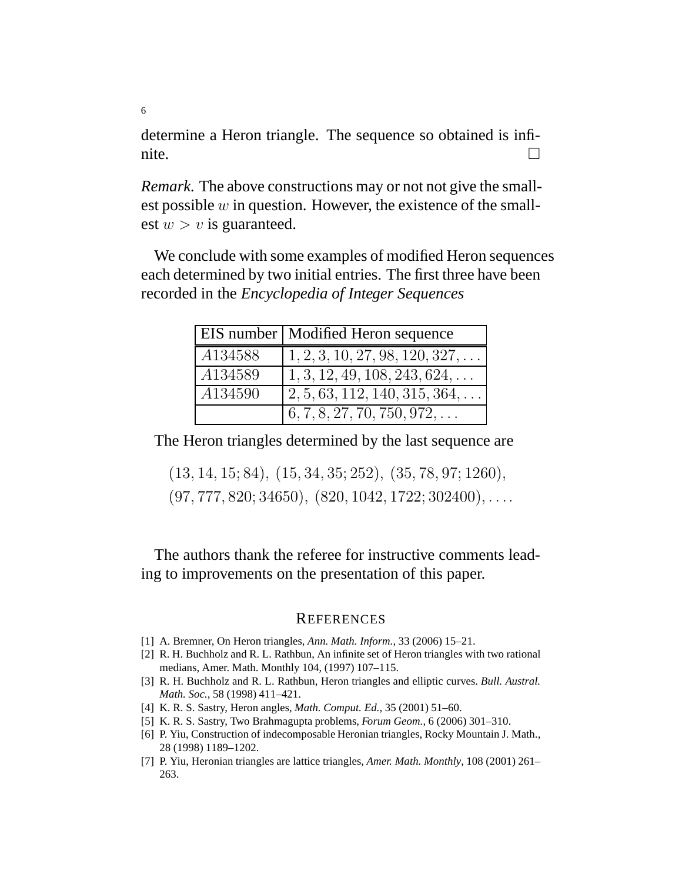determine a Heron triangle. The sequence so obtained is infinite. □

*Remark.* The above constructions may or not not give the smallest possible $w$ in question. However, the existence of the smallest $w > v$ is guaranteed.

We conclude with some examples of modified Heron sequences each determined by two initial entries. The first three have been recorded in the *Encyclopedia of Integer Sequences*

| EIS number | Modified Heron sequence |
|---|---|
| $A134588$ | $1, 2, 3, 10, 27, 98, 120, 327, \dots$ |
| $A134589$ | $1, 3, 12, 49, 108, 243, 624, \dots$ |
| $A134590$ | $2, 5, 63, 112, 140, 315, 364, \dots$ |
| | $6, 7, 8, 27, 70, 750, 972, \dots$ |

The Heron triangles determined by the last sequence are

$$(13, 14, 15; 84),\ (15, 34, 35; 252),\ (35, 78, 97; 1260),$$
$$(97, 777, 820; 34650),\ (820, 1042, 1722; 302400), \dots.$$

The authors thank the referee for instructive comments leading to improvements on the presentation of this paper.

## References

[1] A. Bremner, On Heron triangles, *Ann. Math. Inform.*, 33 (2006) 15–21.

[2] R. H. Buchholz and R. L. Rathbun, An infinite set of Heron triangles with two rational medians, Amer. Math. Monthly 104, (1997) 107–115.

[3] R. H. Buchholz and R. L. Rathbun, Heron triangles and elliptic curves. *Bull. Austral. Math. Soc.*, 58 (1998) 411–421.

[4] K. R. S. Sastry, Heron angles, *Math. Comput. Ed.*, 35 (2001) 51–60.

[5] K. R. S. Sastry, Two Brahmagupta problems, *Forum Geom.*, 6 (2006) 301–310.

[6] P. Yiu, Construction of indecomposable Heronian triangles, Rocky Mountain J. Math., 28 (1998) 1189–1202.

[7] P. Yiu, Heronian triangles are lattice triangles, *Amer. Math. Monthly*, 108 (2001) 261–263.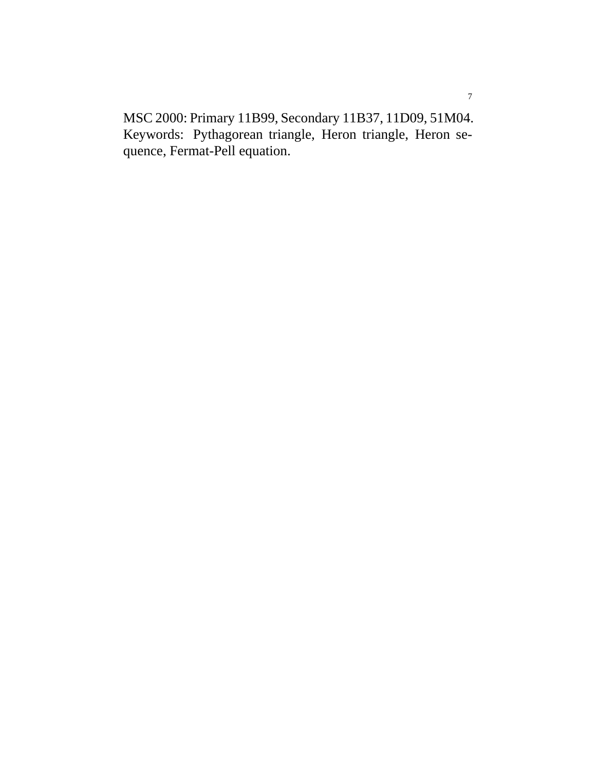MSC 2000: Primary 11B99, Secondary 11B37, 11D09, 51M04.
Keywords: Pythagorean triangle, Heron triangle, Heron sequence, Fermat-Pell equation.